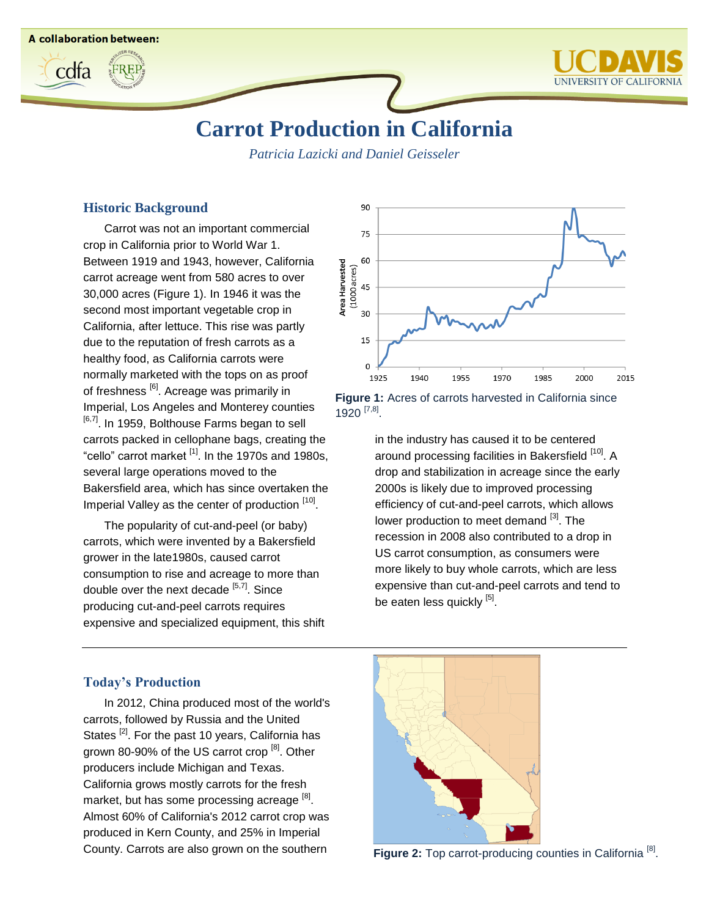A collaboration between:

# Carrot Production in California

*Patricia Lazicki and Daniel Geisseler*

## Historic Background

Carrot was not an important commercial crop in California prior to World War 1. Between 1919 and 1943, however, California carrot acreage went from 580 acres to over 30,000 acres (Figure 1). In 1946 it was the second most important vegetable crop in California, after lettuce. This rise was partly due to the reputation of fresh carrots as a healthy food, as California carrots were normally marketed with the tops on as proof of freshness [6]. Acreage was primarily in Imperial, Los Angeles and Monterey counties [6,7]. In 1959, Bolthouse Farms began to sell carrots packed in cellophane bags, creating the "cello" carrot market [1]. In the 1970s and 1980s, several large operations moved to the Bakersfield area, which has since overtaken the Imperial Valley as the center of production [10].

The popularity of cut-and-peel (or baby) carrots, which were invented by a Bakersfield grower in the late1980s, caused carrot consumption to rise and acreage to more than double over the next decade [5,7]. Since producing cut-and-peel carrots requires expensive and specialized equipment, this shift in the industry has caused it to be centered around processing facilities in Bakersfield [10]. A drop and stabilization in acreage since the early 2000s is likely due to improved processing efficiency of cut-and-peel carrots, which allows lower production to meet demand [3]. The recession in 2008 also contributed to a drop in US carrot consumption, as consumers were more likely to buy whole carrots, which are less expensive than cut-and-peel carrots and tend to be eaten less quickly [5].

**Figure 1:** Acres of carrots harvested in California since 1920 [7,8].

## Today's Production

In 2012, China produced most of the world's carrots, followed by Russia and the United States [2]. For the past 10 years, California has grown 80-90% of the US carrot crop [8]. Other producers include Michigan and Texas. California grows mostly carrots for the fresh market, but has some processing acreage [8]. Almost 60% of California's 2012 carrot crop was produced in Kern County, and 25% in Imperial County. Carrots are also grown on the southern

**Figure 2:** Top carrot-producing counties in California [8].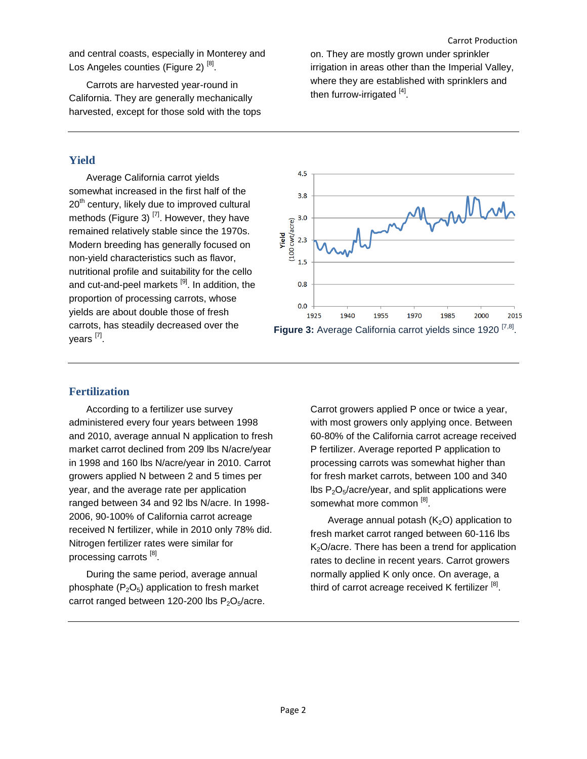and central coasts, especially in Monterey and Los Angeles counties (Figure 2) [8].

Carrots are harvested year-round in California. They are generally mechanically harvested, except for those sold with the tops on. They are mostly grown under sprinkler irrigation in areas other than the Imperial Valley, where they are established with sprinklers and then furrow-irrigated [4].

## Yield

Average California carrot yields somewhat increased in the first half of the 20th century, likely due to improved cultural methods (Figure 3) [7]. However, they have remained relatively stable since the 1970s. Modern breeding has generally focused on non-yield characteristics such as flavor, nutritional profile and suitability for the cello and cut-and-peel markets [9]. In addition, the proportion of processing carrots, whose yields are about double those of fresh carrots, has steadily decreased over the years [7].

**Figure 3:** Average California carrot yields since 1920 [7,8].

## Fertilization

According to a fertilizer use survey administered every four years between 1998 and 2010, average annual N application to fresh market carrot declined from 209 lbs N/acre/year in 1998 and 160 lbs N/acre/year in 2010. Carrot growers applied N between 2 and 5 times per year, and the average rate per application ranged between 34 and 92 lbs N/acre. In 1998-2006, 90-100% of California carrot acreage received N fertilizer, while in 2010 only 78% did. Nitrogen fertilizer rates were similar for processing carrots [8].

During the same period, average annual phosphate ($P_2O_5$) application to fresh market carrot ranged between 120-200 lbs $P_2O_5$/acre. Carrot growers applied P once or twice a year, with most growers only applying once. Between 60-80% of the California carrot acreage received P fertilizer. Average reported P application to processing carrots was somewhat higher than for fresh market carrots, between 100 and 340 lbs $P_2O_5$/acre/year, and split applications were somewhat more common [8].

Average annual potash ($K_2O$) application to fresh market carrot ranged between 60-116 lbs $K_2O$/acre. There has been a trend for application rates to decline in recent years. Carrot growers normally applied K only once. On average, a third of carrot acreage received K fertilizer [8].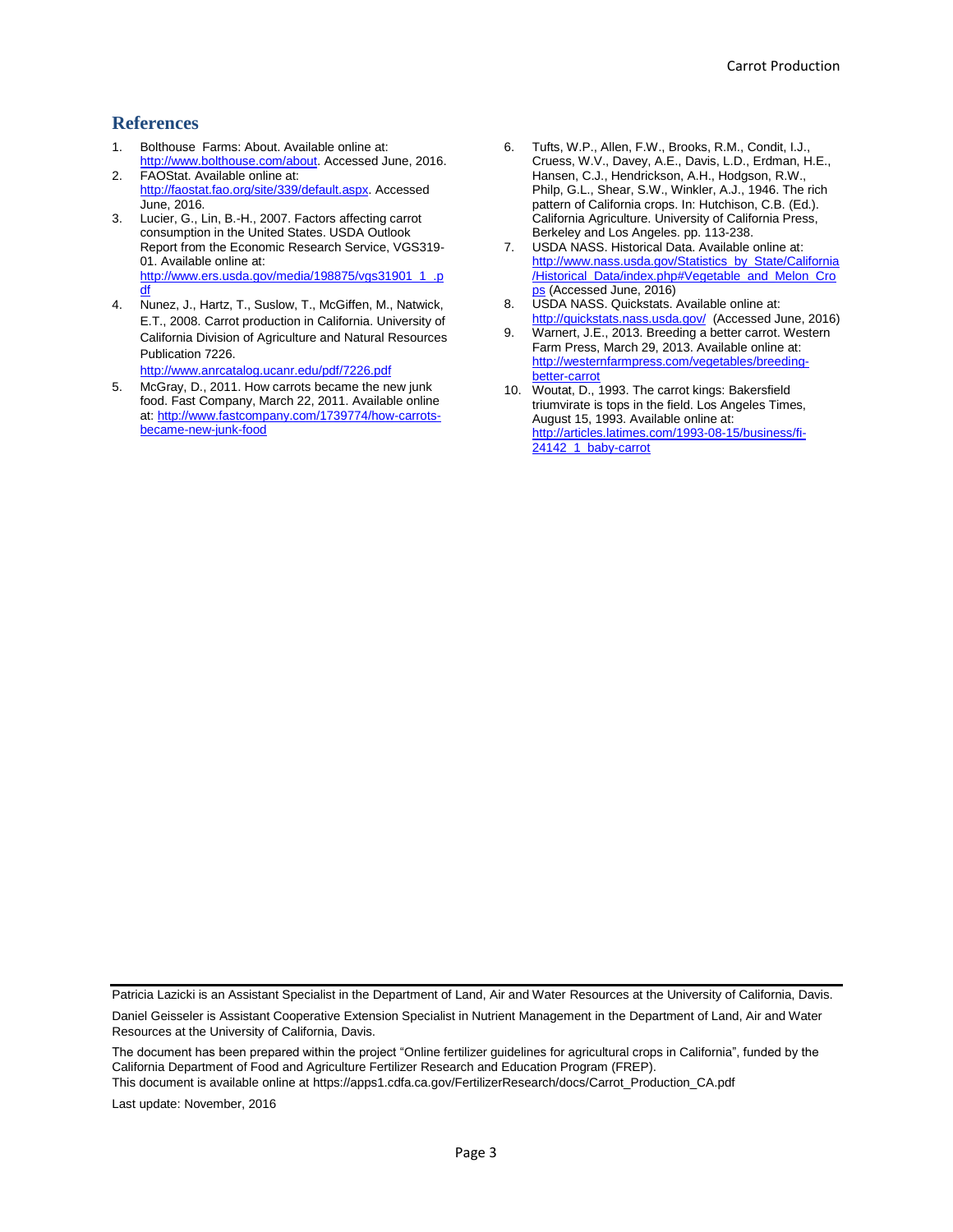## References

1. Bolthouse Farms: About. Available online at: http://www.bolthouse.com/about. Accessed June, 2016.
2. FAOStat. Available online at: http://faostat.fao.org/site/339/default.aspx. Accessed June, 2016.
3. Lucier, G., Lin, B.-H., 2007. Factors affecting carrot consumption in the United States. USDA Outlook Report from the Economic Research Service, VGS319-01. Available online at: http://www.ers.usda.gov/media/198875/vgs31901_1_.pdf
4. Nunez, J., Hartz, T., Suslow, T., McGiffen, M., Natwick, E.T., 2008. Carrot production in California. University of California Division of Agriculture and Natural Resources Publication 7226. http://www.anrcatalog.ucanr.edu/pdf/7226.pdf
5. McGray, D., 2011. How carrots became the new junk food. Fast Company, March 22, 2011. Available online at: http://www.fastcompany.com/1739774/how-carrots-became-new-junk-food
6. Tufts, W.P., Allen, F.W., Brooks, R.M., Condit, I.J., Cruess, W.V., Davey, A.E., Davis, L.D., Erdman, H.E., Hansen, C.J., Hendrickson, A.H., Hodgson, R.W., Philp, G.L., Shear, S.W., Winkler, A.J., 1946. The rich pattern of California crops. In: Hutchison, C.B. (Ed.). California Agriculture. University of California Press, Berkeley and Los Angeles. pp. 113-238.
7. USDA NASS. Historical Data. Available online at: http://www.nass.usda.gov/Statistics_by_State/California/Historical_Data/index.php#Vegetable_and_Melon_Crops (Accessed June, 2016)
8. USDA NASS. Quickstats. Available online at: http://quickstats.nass.usda.gov/ (Accessed June, 2016)
9. Warnert, J.E., 2013. Breeding a better carrot. Western Farm Press, March 29, 2013. Available online at: http://westernfarmpress.com/vegetables/breeding-better-carrot
10. Woutat, D., 1993. The carrot kings: Bakersfield triumvirate is tops in the field. Los Angeles Times, August 15, 1993. Available online at: http://articles.latimes.com/1993-08-15/business/fi-24142_1_baby-carrot

---

Patricia Lazicki is an Assistant Specialist in the Department of Land, Air and Water Resources at the University of California, Davis.

Daniel Geisseler is Assistant Cooperative Extension Specialist in Nutrient Management in the Department of Land, Air and Water Resources at the University of California, Davis.

The document has been prepared within the project "Online fertilizer guidelines for agricultural crops in California", funded by the California Department of Food and Agriculture Fertilizer Research and Education Program (FREP).
This document is available online at https://apps1.cdfa.ca.gov/FertilizerResearch/docs/Carrot_Production_CA.pdf

Last update: November, 2016